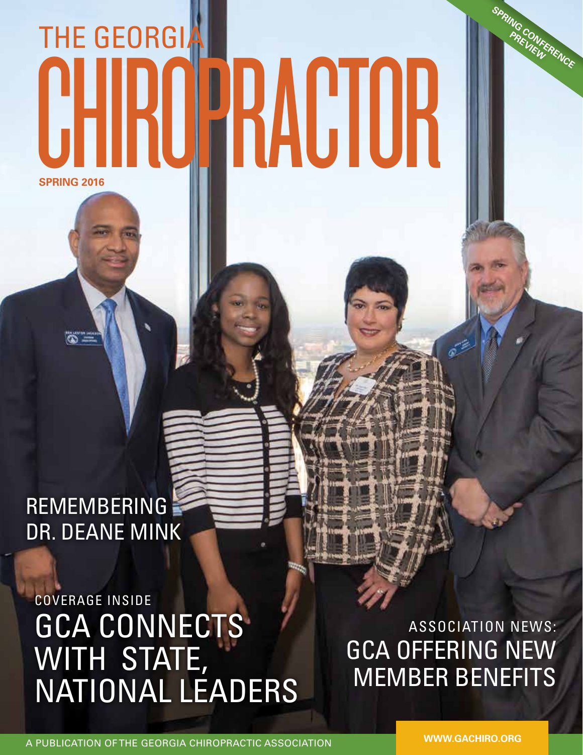# THE GEORGIA CHIROPRACTOR

**SPRING 2016**

**SPRING CONFERENCE PREVIEW**

## REMEMBERING DR. DEANE MINK

COVERAGE INSIDE

## GCA CONNECTS WITH STATE, NATIONAL LEADERS

ASSOCIATION NEWS:

## GCA OFFERING NEW MEMBER BENEFITS

A PUBLICATION OF THE GEORGIA CHIROPRACTIC ASSOCIATION

**WWW.GACHIRO.ORG**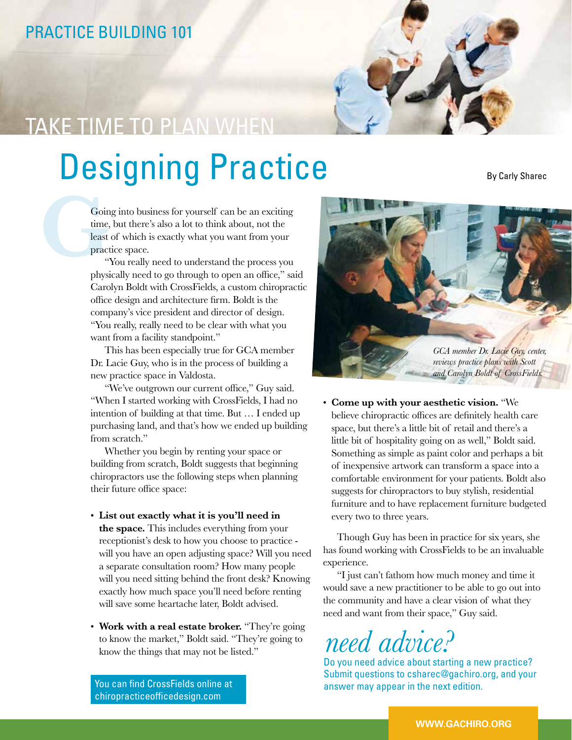PRACTICE BUILDING 101

# TAKE TIME TO PLAN WHEN Designing Practice

By Carly Sharec

Going into business for yourself can be an exciting time, but there's also a lot to think about, not the least of which is exactly what you want from your practice space.

"You really need to understand the process you physically need to go through to open an office," said Carolyn Boldt with CrossFields, a custom chiropractic office design and architecture firm. Boldt is the company's vice president and director of design. "You really, really need to be clear with what you want from a facility standpoint."

This has been especially true for GCA member Dr. Lacie Guy, who is in the process of building a new practice space in Valdosta.

"We've outgrown our current office," Guy said. "When I started working with CrossFields, I had no intention of building at that time. But … I ended up purchasing land, and that's how we ended up building from scratch."

Whether you begin by renting your space or building from scratch, Boldt suggests that beginning chiropractors use the following steps when planning their future office space:

- **List out exactly what it is you'll need in the space.** This includes everything from your receptionist's desk to how you choose to practice - will you have an open adjusting space? Will you need a separate consultation room? How many people will you need sitting behind the front desk? Knowing exactly how much space you'll need before renting will save some heartache later, Boldt advised.
- **Work with a real estate broker.** "They're going to know the market," Boldt said. "They're going to know the things that may not be listed."

You can find CrossFields online at chiropracticeofficedesign.com

*GCA member Dr. Lacie Guy, center, reviews practice plans with Scott and Carolyn Boldt of CrossFields.*

- **Come up with your aesthetic vision.** "We believe chiropractic offices are definitely health care space, but there's a little bit of retail and there's a little bit of hospitality going on as well," Boldt said. Something as simple as paint color and perhaps a bit of inexpensive artwork can transform a space into a comfortable environment for your patients. Boldt also suggests for chiropractors to buy stylish, residential furniture and to have replacement furniture budgeted every two to three years.

Though Guy has been in practice for six years, she has found working with CrossFields to be an invaluable experience.

"I just can't fathom how much money and time it would save a new practitioner to be able to go out into the community and have a clear vision of what they need and want from their space," Guy said.

## *need advice?*

Do you need advice about starting a new practice? Submit questions to csharec@gachiro.org, and your answer may appear in the next edition.